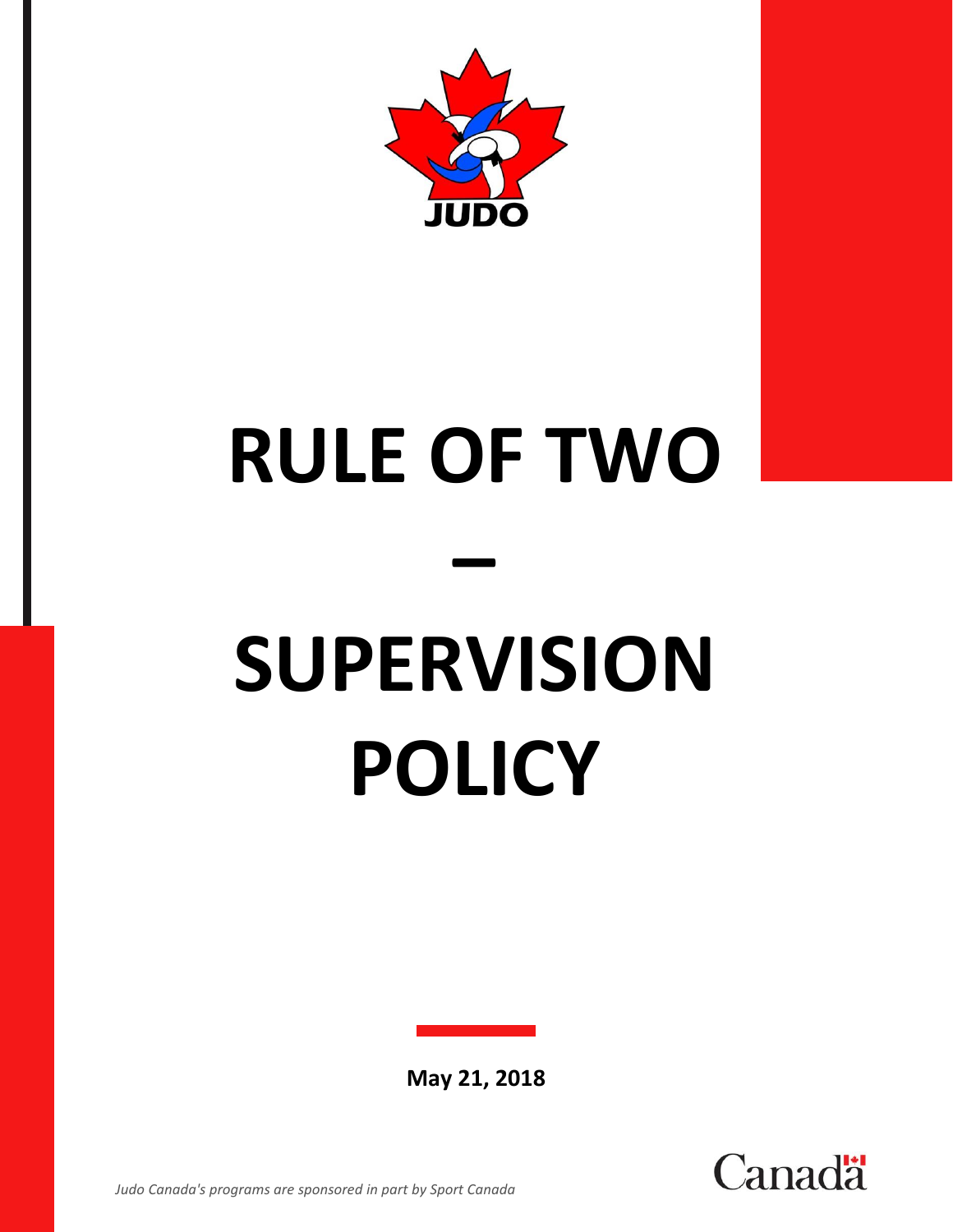JUDO

# RULE OF TWO – SUPERVISION POLICY

**May 21, 2018**

*Judo Canada's programs are sponsored in part by Sport Canada*

Canada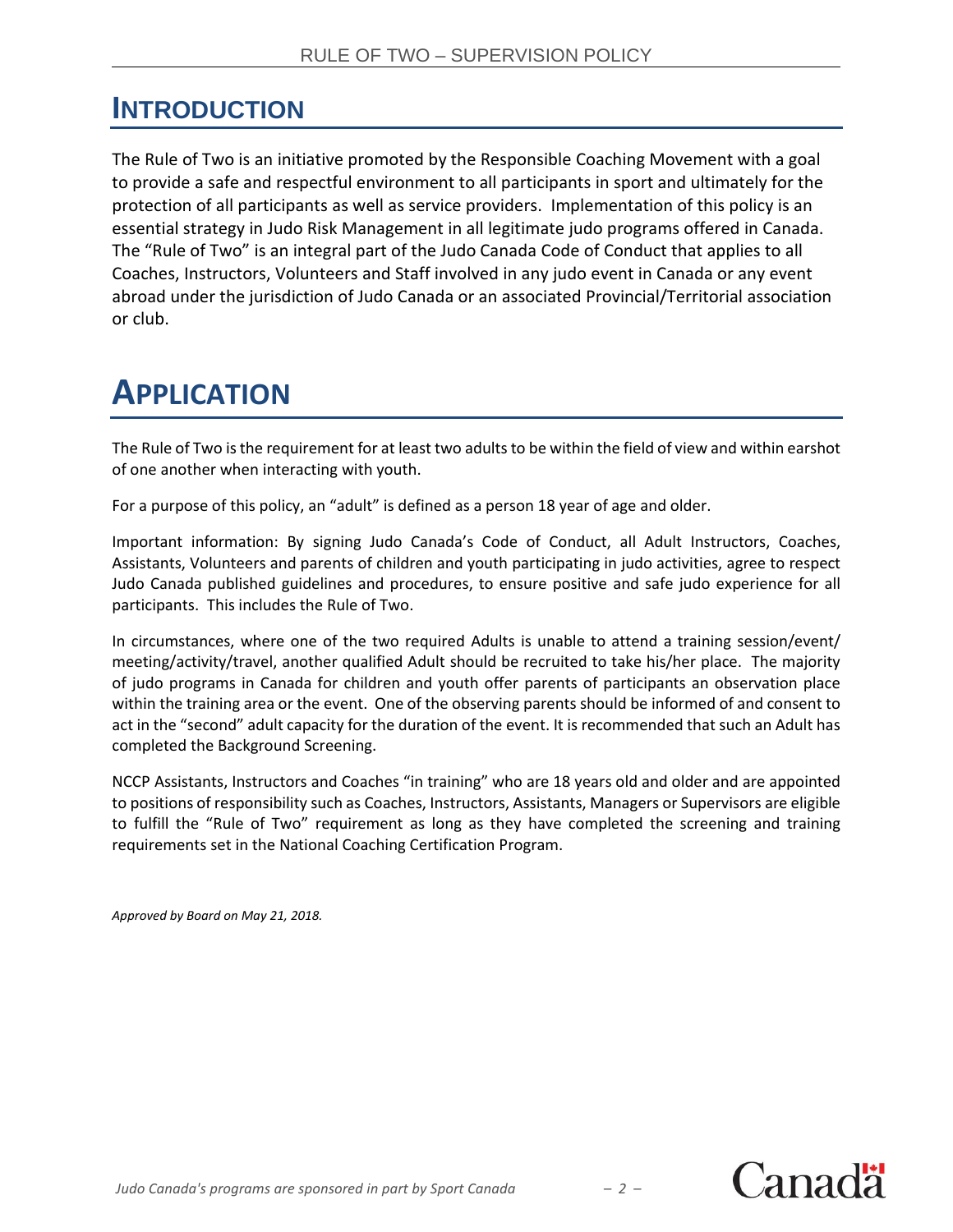# INTRODUCTION

The Rule of Two is an initiative promoted by the Responsible Coaching Movement with a goal to provide a safe and respectful environment to all participants in sport and ultimately for the protection of all participants as well as service providers. Implementation of this policy is an essential strategy in Judo Risk Management in all legitimate judo programs offered in Canada. The "Rule of Two" is an integral part of the Judo Canada Code of Conduct that applies to all Coaches, Instructors, Volunteers and Staff involved in any judo event in Canada or any event abroad under the jurisdiction of Judo Canada or an associated Provincial/Territorial association or club.

# APPLICATION

The Rule of Two is the requirement for at least two adults to be within the field of view and within earshot of one another when interacting with youth.

For a purpose of this policy, an "adult" is defined as a person 18 year of age and older.

Important information: By signing Judo Canada's Code of Conduct, all Adult Instructors, Coaches, Assistants, Volunteers and parents of children and youth participating in judo activities, agree to respect Judo Canada published guidelines and procedures, to ensure positive and safe judo experience for all participants. This includes the Rule of Two.

In circumstances, where one of the two required Adults is unable to attend a training session/event/ meeting/activity/travel, another qualified Adult should be recruited to take his/her place. The majority of judo programs in Canada for children and youth offer parents of participants an observation place within the training area or the event. One of the observing parents should be informed of and consent to act in the "second" adult capacity for the duration of the event. It is recommended that such an Adult has completed the Background Screening.

NCCP Assistants, Instructors and Coaches "in training" who are 18 years old and older and are appointed to positions of responsibility such as Coaches, Instructors, Assistants, Managers or Supervisors are eligible to fulfill the "Rule of Two" requirement as long as they have completed the screening and training requirements set in the National Coaching Certification Program.

*Approved by Board on May 21, 2018.*